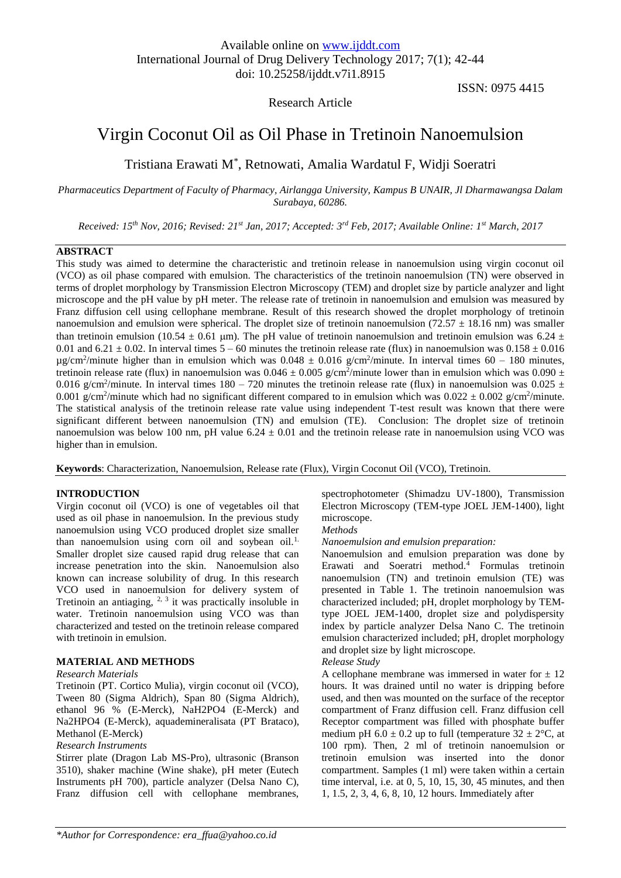Available online on www.ijddt.com
International Journal of Drug Delivery Technology 2017; 7(1); 42-44
doi: 10.25258/ijddt.v7i1.8915

ISSN: 0975 4415

Research Article

# Virgin Coconut Oil as Oil Phase in Tretinoin Nanoemulsion

Tristiana Erawati M[*], Retnowati, Amalia Wardatul F, Widji Soeratri

*Pharmaceutics Department of Faculty of Pharmacy, Airlangga University, Kampus B UNAIR, Jl Dharmawangsa Dalam Surabaya, 60286.*

*Received: 15th Nov, 2016; Revised: 21st Jan, 2017; Accepted: 3rd Feb, 2017; Available Online: 1st March, 2017*

## ABSTRACT

This study was aimed to determine the characteristic and tretinoin release in nanoemulsion using virgin coconut oil (VCO) as oil phase compared with emulsion. The characteristics of the tretinoin nanoemulsion (TN) were observed in terms of droplet morphology by Transmission Electron Microscopy (TEM) and droplet size by particle analyzer and light microscope and the pH value by pH meter. The release rate of tretinoin in nanoemulsion and emulsion was measured by Franz diffusion cell using cellophane membrane. Result of this research showed the droplet morphology of tretinoin nanoemulsion and emulsion were spherical. The droplet size of tretinoin nanoemulsion ($72.57 \pm 18.16$ nm) was smaller than tretinoin emulsion ($10.54 \pm 0.61$ μm). The pH value of tretinoin nanoemulsion and tretinoin emulsion was $6.24 \pm 0.01$ and $6.21 \pm 0.02$. In interval times 5 – 60 minutes the tretinoin release rate (flux) in nanoemulsion was $0.158 \pm 0.016$ μg/cm$^2$/minute higher than in emulsion which was $0.048 \pm 0.016$ g/cm$^2$/minute. In interval times 60 – 180 minutes, tretinoin release rate (flux) in nanoemulsion was $0.046 \pm 0.005$ g/cm$^2$/minute lower than in emulsion which was $0.090 \pm 0.016$ g/cm$^2$/minute. In interval times 180 – 720 minutes the tretinoin release rate (flux) in nanoemulsion was $0.025 \pm 0.001$ g/cm$^2$/minute which had no significant different compared to in emulsion which was $0.022 \pm 0.002$ g/cm$^2$/minute. The statistical analysis of the tretinoin release rate value using independent T-test result was known that there were significant different between nanoemulsion (TN) and emulsion (TE). Conclusion: The droplet size of tretinoin nanoemulsion was below 100 nm, pH value $6.24 \pm 0.01$ and the tretinoin release rate in nanoemulsion using VCO was higher than in emulsion.

**Keywords**: Characterization, Nanoemulsion, Release rate (Flux), Virgin Coconut Oil (VCO), Tretinoin.

## INTRODUCTION

Virgin coconut oil (VCO) is one of vegetables oil that used as oil phase in nanoemulsion. In the previous study nanoemulsion using VCO produced droplet size smaller than nanoemulsion using corn oil and soybean oil.[1] Smaller droplet size caused rapid drug release that can increase penetration into the skin. Nanoemulsion also known can increase solubility of drug. In this research VCO used in nanoemulsion for delivery system of Tretinoin an antiaging, [2, 3] it was practically insoluble in water. Tretinoin nanoemulsion using VCO was than characterized and tested on the tretinoin release compared with tretinoin in emulsion.

## MATERIAL AND METHODS

*Research Materials*

Tretinoin (PT. Cortico Mulia), virgin coconut oil (VCO), Tween 80 (Sigma Aldrich), Span 80 (Sigma Aldrich), ethanol 96 % (E-Merck), NaH2PO4 (E-Merck) and Na2HPO4 (E-Merck), aquademineralisata (PT Brataco), Methanol (E-Merck)

*Research Instruments*

Stirrer plate (Dragon Lab MS-Pro), ultrasonic (Branson 3510), shaker machine (Wine shake), pH meter (Eutech Instruments pH 700), particle analyzer (Delsa Nano C), Franz diffusion cell with cellophane membranes, spectrophotometer (Shimadzu UV-1800), Transmission Electron Microscopy (TEM-type JOEL JEM-1400), light microscope.

*Methods*

*Nanoemulsion and emulsion preparation:*

Nanoemulsion and emulsion preparation was done by Erawati and Soeratri method.[4] Formulas tretinoin nanoemulsion (TN) and tretinoin emulsion (TE) was presented in Table 1. The tretinoin nanoemulsion was characterized included; pH, droplet morphology by TEM-type JOEL JEM-1400, droplet size and polydispersity index by particle analyzer Delsa Nano C. The tretinoin emulsion characterized included; pH, droplet morphology and droplet size by light microscope.

*Release Study*

A cellophane membrane was immersed in water for ± 12 hours. It was drained until no water is dripping before used, and then was mounted on the surface of the receptor compartment of Franz diffusion cell. Franz diffusion cell Receptor compartment was filled with phosphate buffer medium pH $6.0 \pm 0.2$ up to full (temperature $32 \pm 2$°C, at 100 rpm). Then, 2 ml of tretinoin nanoemulsion or tretinoin emulsion was inserted into the donor compartment. Samples (1 ml) were taken within a certain time interval, i.e. at 0, 5, 10, 15, 30, 45 minutes, and then 1, 1.5, 2, 3, 4, 6, 8, 10, 12 hours. Immediately after

*\*Author for Correspondence: era_ffua@yahoo.co.id*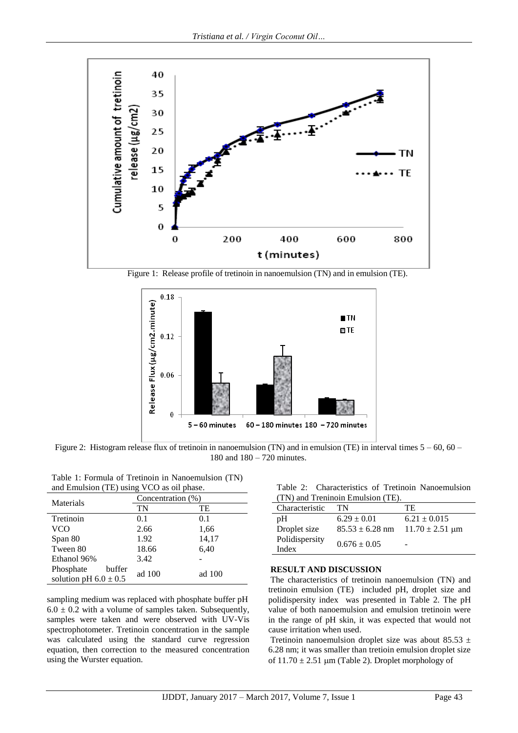Cumulative amount of tretinoin release (μg/cm2)

40
35
30
25
20
15
10
5
0

0
200
400
600
800

t (minutes)

TN
TE

Figure 1: Release profile of tretinoin in nanoemulsion (TN) and in emulsion (TE).

Release Flux (μg/cm2.minute)

0.18
0.12
0.06
0

TN
TE

5 – 60 minutes
60 – 180 minutes
180 – 720 minutes

Figure 2: Histogram release flux of tretinoin in nanoemulsion (TN) and in emulsion (TE) in interval times 5 – 60, 60 – 180 and 180 – 720 minutes.

Table 1: Formula of Tretinoin in Nanoemulsion (TN) and Emulsion (TE) using VCO as oil phase.

| Materials | Concentration (%) | |
|---|---|---|
| | TN | TE |
| Tretinoin | 0.1 | 0.1 |
| VCO | 2.66 | 1,66 |
| Span 80 | 1.92 | 14,17 |
| Tween 80 | 18.66 | 6,40 |
| Ethanol 96% | 3.42 | - |
| Phosphate buffer solution pH $6.0 \pm 0.5$ | ad 100 | ad 100 |

sampling medium was replaced with phosphate buffer pH $6.0 \pm 0.2$ with a volume of samples taken. Subsequently, samples were taken and were observed with UV-Vis spectrophotometer. Tretinoin concentration in the sample was calculated using the standard curve regression equation, then correction to the measured concentration using the Wurster equation.

Table 2: Characteristics of Tretinoin Nanoemulsion (TN) and Treninoin Emulsion (TE).

| Characteristic | TN | TE |
|---|---|---|
| pH | $6.29 \pm 0.01$ | $6.21 \pm 0.015$ |
| Droplet size | $85.53 \pm 6.28$ nm | $11.70 \pm 2.51$ μm |
| Polidispersity Index | $0.676 \pm 0.05$ | - |

## RESULT AND DISCUSSION

The characteristics of tretinoin nanoemulsion (TN) and tretinoin emulsion (TE) included pH, droplet size and polidispersity index was presented in Table 2. The pH value of both nanoemulsion and emulsion tretinoin were in the range of pH skin, it was expected that would not cause irritation when used.

Tretinoin nanoemulsion droplet size was about $85.53 \pm 6.28$ nm; it was smaller than tretioin emulsion droplet size of $11.70 \pm 2.51$ μm (Table 2). Droplet morphology of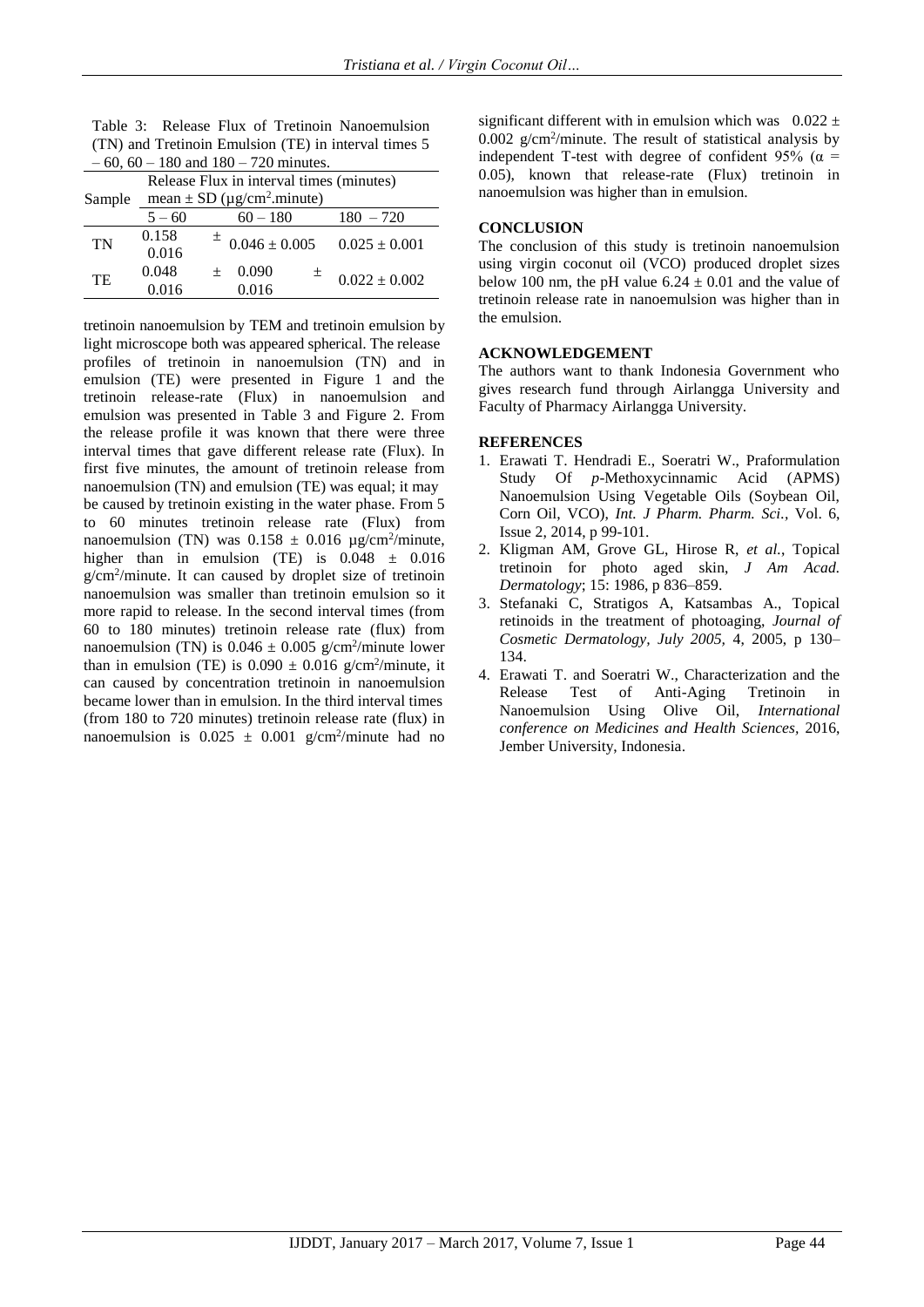Table 3: Release Flux of Tretinoin Nanoemulsion (TN) and Tretinoin Emulsion (TE) in interval times 5 – 60, 60 – 180 and 180 – 720 minutes.

| Sample | Release Flux in interval times (minutes) mean ± SD (µg/cm².minute) | | |
|---|---|---|---|
| | 5 – 60 | 60 – 180 | 180 – 720 |
| TN | 0.158 ± 0.016 | 0.046 ± 0.005 | 0.025 ± 0.001 |
| TE | 0.048 ± 0.016 | 0.090 ± 0.016 | 0.022 ± 0.002 |

tretinoin nanoemulsion by TEM and tretinoin emulsion by light microscope both was appeared spherical. The release profiles of tretinoin in nanoemulsion (TN) and in emulsion (TE) were presented in Figure 1 and the tretinoin release-rate (Flux) in nanoemulsion and emulsion was presented in Table 3 and Figure 2. From the release profile it was known that there were three interval times that gave different release rate (Flux). In first five minutes, the amount of tretinoin release from nanoemulsion (TN) and emulsion (TE) was equal; it may be caused by tretinoin existing in the water phase. From 5 to 60 minutes tretinoin release rate (Flux) from nanoemulsion (TN) was 0.158 ± 0.016 µg/cm²/minute, higher than in emulsion (TE) is 0.048 ± 0.016 g/cm²/minute. It can caused by droplet size of tretinoin nanoemulsion was smaller than tretinoin emulsion so it more rapid to release. In the second interval times (from 60 to 180 minutes) tretinoin release rate (flux) from nanoemulsion (TN) is 0.046 ± 0.005 g/cm²/minute lower than in emulsion (TE) is 0.090 ± 0.016 g/cm²/minute, it can caused by concentration tretinoin in nanoemulsion became lower than in emulsion. In the third interval times (from 180 to 720 minutes) tretinoin release rate (flux) in nanoemulsion is 0.025 ± 0.001 g/cm²/minute had no significant different with in emulsion which was 0.022 ± 0.002 g/cm²/minute. The result of statistical analysis by independent T-test with degree of confident 95% ($\alpha$ = 0.05), known that release-rate (Flux) tretinoin in nanoemulsion was higher than in emulsion.

## CONCLUSION

The conclusion of this study is tretinoin nanoemulsion using virgin coconut oil (VCO) produced droplet sizes below 100 nm, the pH value 6.24 ± 0.01 and the value of tretinoin release rate in nanoemulsion was higher than in the emulsion.

## ACKNOWLEDGEMENT

The authors want to thank Indonesia Government who gives research fund through Airlangga University and Faculty of Pharmacy Airlangga University.

## REFERENCES

1. Erawati T. Hendradi E., Soeratri W., Praformulation Study Of *p*-Methoxycinnamic Acid (APMS) Nanoemulsion Using Vegetable Oils (Soybean Oil, Corn Oil, VCO), *Int. J Pharm. Pharm. Sci.,* Vol. 6, Issue 2, 2014, p 99-101.
2. Kligman AM, Grove GL, Hirose R, *et al.*, Topical tretinoin for photo aged skin, *J Am Acad. Dermatology*; 15: 1986, p 836–859.
3. Stefanaki C, Stratigos A, Katsambas A., Topical retinoids in the treatment of photoaging, *Journal of Cosmetic Dermatology, July 2005,* 4, 2005, p 130–134.
4. Erawati T. and Soeratri W., Characterization and the Release Test of Anti-Aging Tretinoin in Nanoemulsion Using Olive Oil, *International conference on Medicines and Health Sciences,* 2016, Jember University, Indonesia.